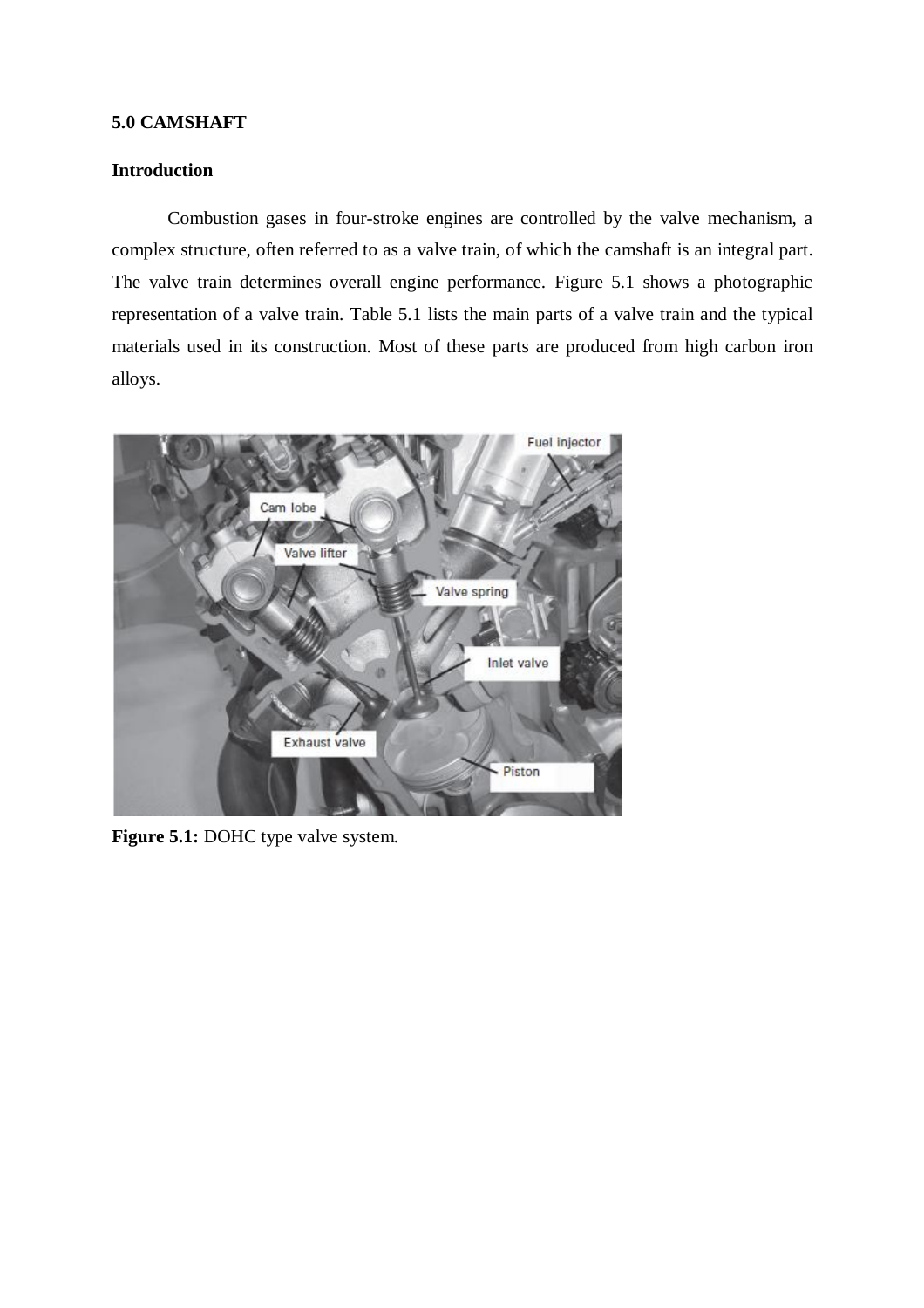## 5.0 CAMSHAFT

### Introduction

Combustion gases in four-stroke engines are controlled by the valve mechanism, a complex structure, often referred to as a valve train, of which the camshaft is an integral part. The valve train determines overall engine performance. Figure 5.1 shows a photographic representation of a valve train. Table 5.1 lists the main parts of a valve train and the typical materials used in its construction. Most of these parts are produced from high carbon iron alloys.

**Figure 5.1:** DOHC type valve system.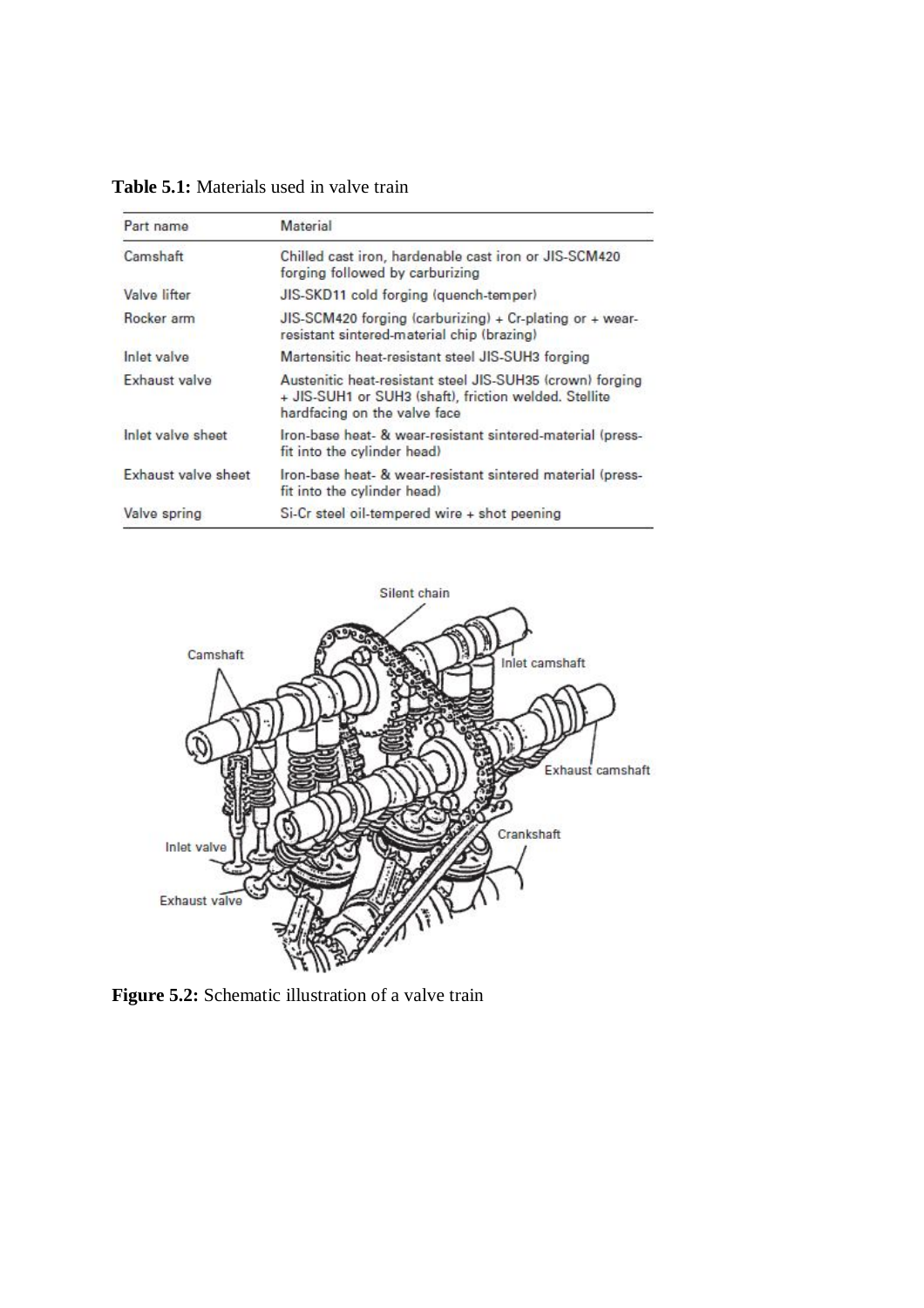**Table 5.1:** Materials used in valve train

| Part name | Material |
|---|---|
| Camshaft | Chilled cast iron, hardenable cast iron or JIS-SCM420 forging followed by carburizing |
| Valve lifter | JIS-SKD11 cold forging (quench-temper) |
| Rocker arm | JIS-SCM420 forging (carburizing) + Cr-plating or + wear-resistant sintered-material chip (brazing) |
| Inlet valve | Martensitic heat-resistant steel JIS-SUH3 forging |
| Exhaust valve | Austenitic heat-resistant steel JIS-SUH35 (crown) forging + JIS-SUH1 or SUH3 (shaft), friction welded. Stellite hardfacing on the valve face |
| Inlet valve sheet | Iron-base heat- & wear-resistant sintered-material (press-fit into the cylinder head) |
| Exhaust valve sheet | Iron-base heat- & wear-resistant sintered material (press-fit into the cylinder head) |
| Valve spring | Si-Cr steel oil-tempered wire + shot peening |

**Figure 5.2:** Schematic illustration of a valve train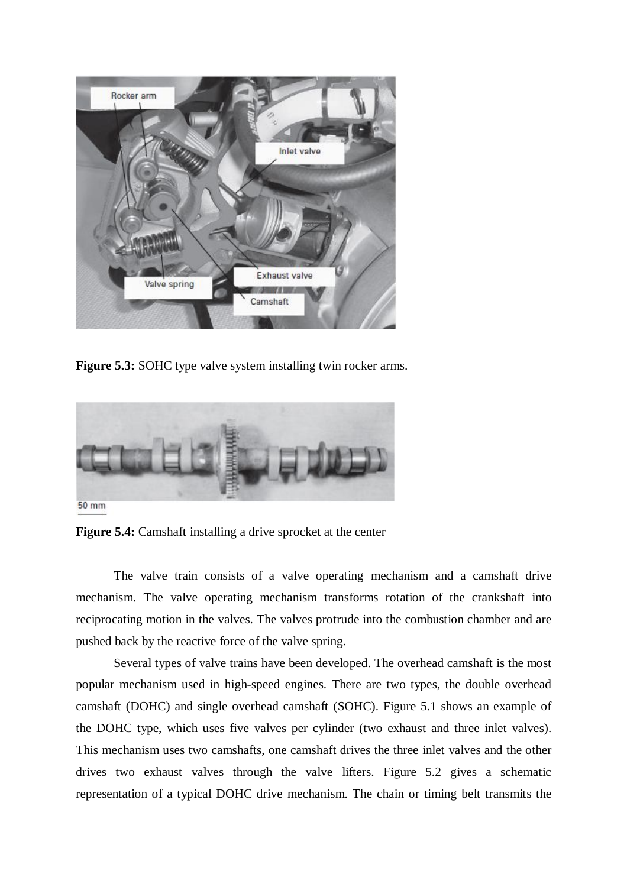**Figure 5.3:** SOHC type valve system installing twin rocker arms.

**Figure 5.4:** Camshaft installing a drive sprocket at the center

The valve train consists of a valve operating mechanism and a camshaft drive mechanism. The valve operating mechanism transforms rotation of the crankshaft into reciprocating motion in the valves. The valves protrude into the combustion chamber and are pushed back by the reactive force of the valve spring.

Several types of valve trains have been developed. The overhead camshaft is the most popular mechanism used in high-speed engines. There are two types, the double overhead camshaft (DOHC) and single overhead camshaft (SOHC). Figure 5.1 shows an example of the DOHC type, which uses five valves per cylinder (two exhaust and three inlet valves). This mechanism uses two camshafts, one camshaft drives the three inlet valves and the other drives two exhaust valves through the valve lifters. Figure 5.2 gives a schematic representation of a typical DOHC drive mechanism. The chain or timing belt transmits the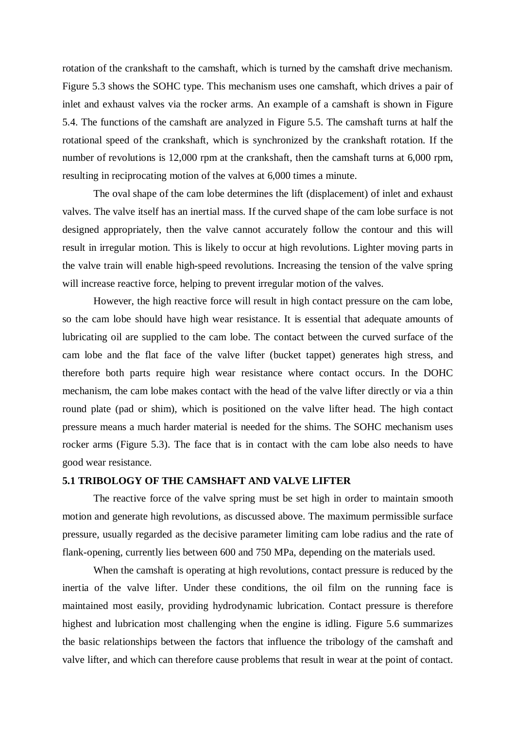rotation of the crankshaft to the camshaft, which is turned by the camshaft drive mechanism. Figure 5.3 shows the SOHC type. This mechanism uses one camshaft, which drives a pair of inlet and exhaust valves via the rocker arms. An example of a camshaft is shown in Figure 5.4. The functions of the camshaft are analyzed in Figure 5.5. The camshaft turns at half the rotational speed of the crankshaft, which is synchronized by the crankshaft rotation. If the number of revolutions is 12,000 rpm at the crankshaft, then the camshaft turns at 6,000 rpm, resulting in reciprocating motion of the valves at 6,000 times a minute.

The oval shape of the cam lobe determines the lift (displacement) of inlet and exhaust valves. The valve itself has an inertial mass. If the curved shape of the cam lobe surface is not designed appropriately, then the valve cannot accurately follow the contour and this will result in irregular motion. This is likely to occur at high revolutions. Lighter moving parts in the valve train will enable high-speed revolutions. Increasing the tension of the valve spring will increase reactive force, helping to prevent irregular motion of the valves.

However, the high reactive force will result in high contact pressure on the cam lobe, so the cam lobe should have high wear resistance. It is essential that adequate amounts of lubricating oil are supplied to the cam lobe. The contact between the curved surface of the cam lobe and the flat face of the valve lifter (bucket tappet) generates high stress, and therefore both parts require high wear resistance where contact occurs. In the DOHC mechanism, the cam lobe makes contact with the head of the valve lifter directly or via a thin round plate (pad or shim), which is positioned on the valve lifter head. The high contact pressure means a much harder material is needed for the shims. The SOHC mechanism uses rocker arms (Figure 5.3). The face that is in contact with the cam lobe also needs to have good wear resistance.

## 5.1 TRIBOLOGY OF THE CAMSHAFT AND VALVE LIFTER

The reactive force of the valve spring must be set high in order to maintain smooth motion and generate high revolutions, as discussed above. The maximum permissible surface pressure, usually regarded as the decisive parameter limiting cam lobe radius and the rate of flank-opening, currently lies between 600 and 750 MPa, depending on the materials used.

When the camshaft is operating at high revolutions, contact pressure is reduced by the inertia of the valve lifter. Under these conditions, the oil film on the running face is maintained most easily, providing hydrodynamic lubrication. Contact pressure is therefore highest and lubrication most challenging when the engine is idling. Figure 5.6 summarizes the basic relationships between the factors that influence the tribology of the camshaft and valve lifter, and which can therefore cause problems that result in wear at the point of contact.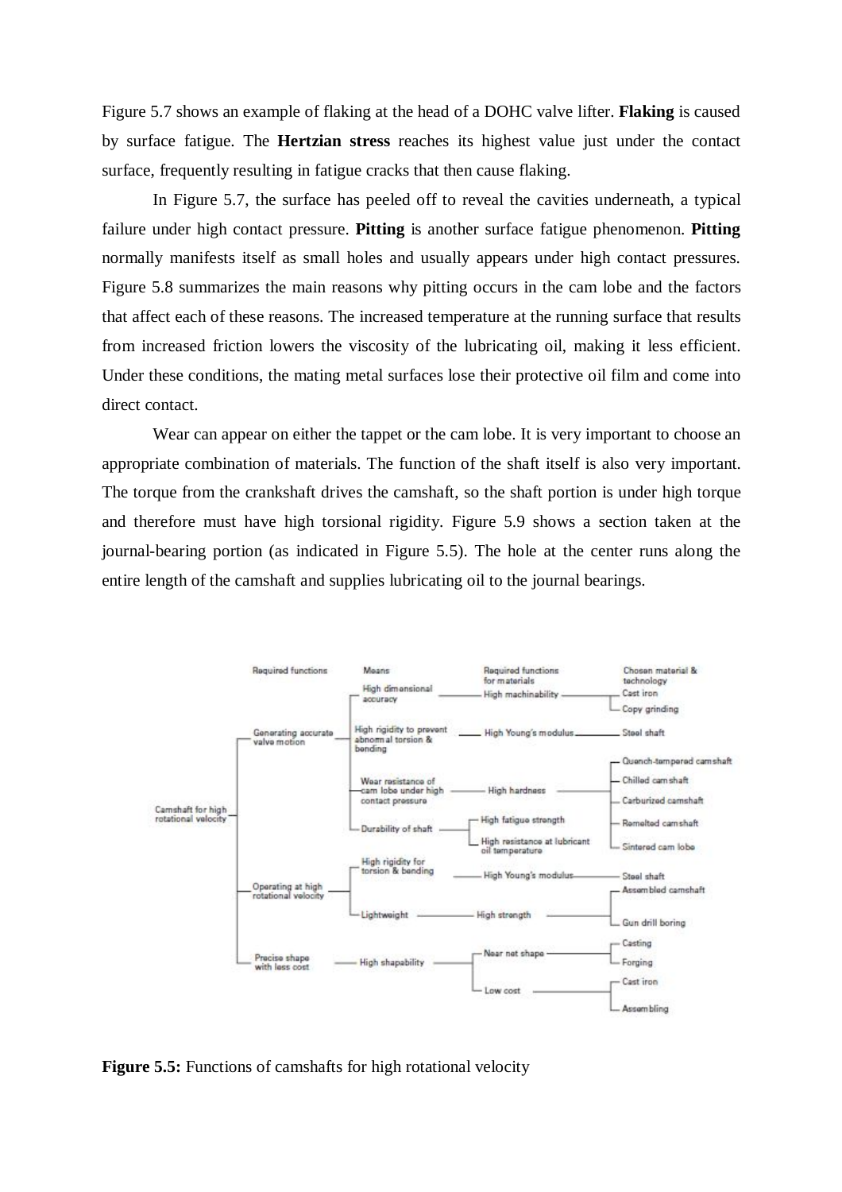Figure 5.7 shows an example of flaking at the head of a DOHC valve lifter. **Flaking** is caused by surface fatigue. The **Hertzian stress** reaches its highest value just under the contact surface, frequently resulting in fatigue cracks that then cause flaking.

In Figure 5.7, the surface has peeled off to reveal the cavities underneath, a typical failure under high contact pressure. **Pitting** is another surface fatigue phenomenon. **Pitting** normally manifests itself as small holes and usually appears under high contact pressures. Figure 5.8 summarizes the main reasons why pitting occurs in the cam lobe and the factors that affect each of these reasons. The increased temperature at the running surface that results from increased friction lowers the viscosity of the lubricating oil, making it less efficient. Under these conditions, the mating metal surfaces lose their protective oil film and come into direct contact.

Wear can appear on either the tappet or the cam lobe. It is very important to choose an appropriate combination of materials. The function of the shaft itself is also very important. The torque from the crankshaft drives the camshaft, so the shaft portion is under high torque and therefore must have high torsional rigidity. Figure 5.9 shows a section taken at the journal-bearing portion (as indicated in Figure 5.5). The hole at the center runs along the entire length of the camshaft and supplies lubricating oil to the journal bearings.

Camshaft for high rotational velocity

| Required functions | Means | Required functions for materials | Chosen material & technology |
|---|---|---|---|
| Generating accurate valve motion | High dimensional accuracy | High machinability | Cast iron; Copy grinding |
| | High rigidity to prevent abnormal torsion & bending | High Young's modulus | Steel shaft |
| | Wear resistance of cam lobe under high contact pressure | High hardness | Quench-tempered camshaft; Chilled camshaft; Carburized camshaft; Remelted camshaft; Sintered cam lobe |
| | Durability of shaft | High fatigue strength; High resistance at lubricant oil temperature | |
| Operating at high rotational velocity | High rigidity for torsion & bending | High Young's modulus | Steel shaft |
| | Lightweight | High strength | Assembled camshaft; Gun drill boring |
| Precise shape with less cost | High shapability | Near net shape | Casting; Forging |
| | | Low cost | Cast iron; Assembling |

**Figure 5.5:** Functions of camshafts for high rotational velocity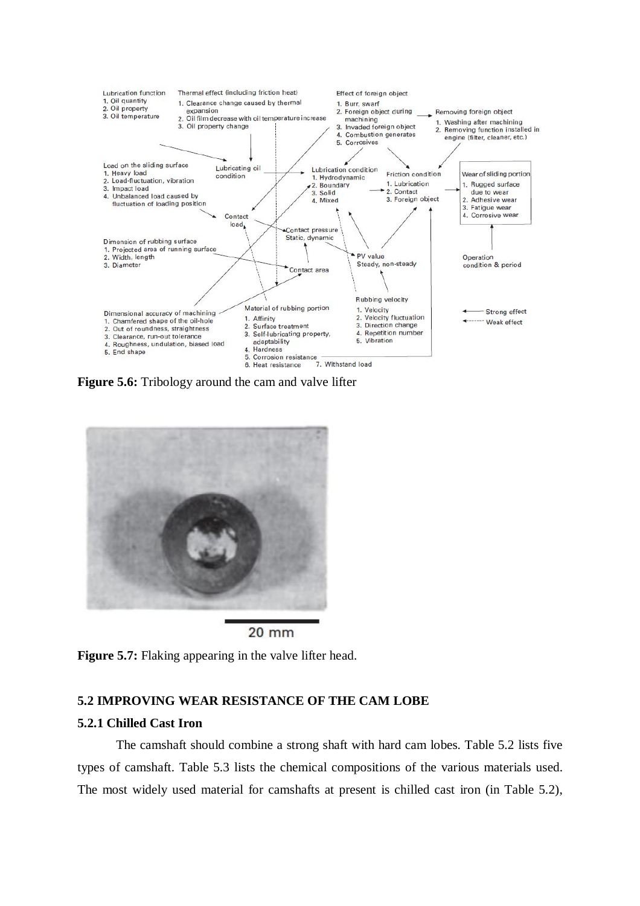**Figure 5.6:** Tribology around the cam and valve lifter

**Figure 5.7:** Flaking appearing in the valve lifter head.

## 5.2 IMPROVING WEAR RESISTANCE OF THE CAM LOBE

### 5.2.1 Chilled Cast Iron

The camshaft should combine a strong shaft with hard cam lobes. Table 5.2 lists five types of camshaft. Table 5.3 lists the chemical compositions of the various materials used. The most widely used material for camshafts at present is chilled cast iron (in Table 5.2),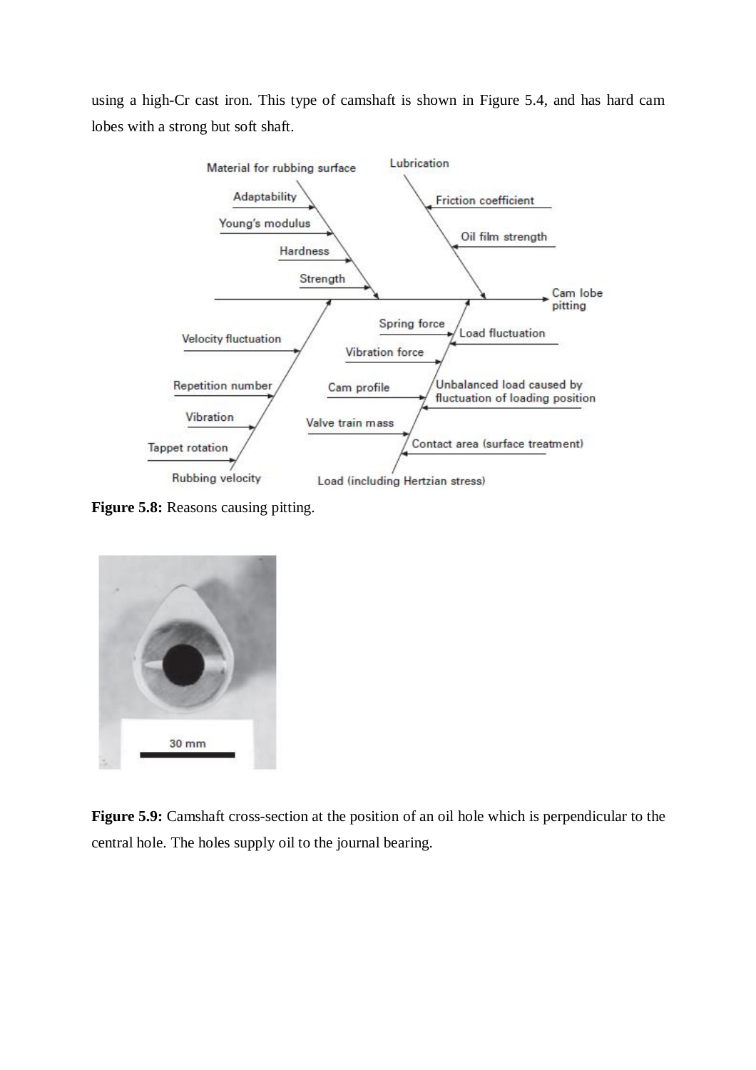using a high-Cr cast iron. This type of camshaft is shown in Figure 5.4, and has hard cam lobes with a strong but soft shaft.

**Figure 5.8:** Reasons causing pitting.

**Figure 5.9:** Camshaft cross-section at the position of an oil hole which is perpendicular to the central hole. The holes supply oil to the journal bearing.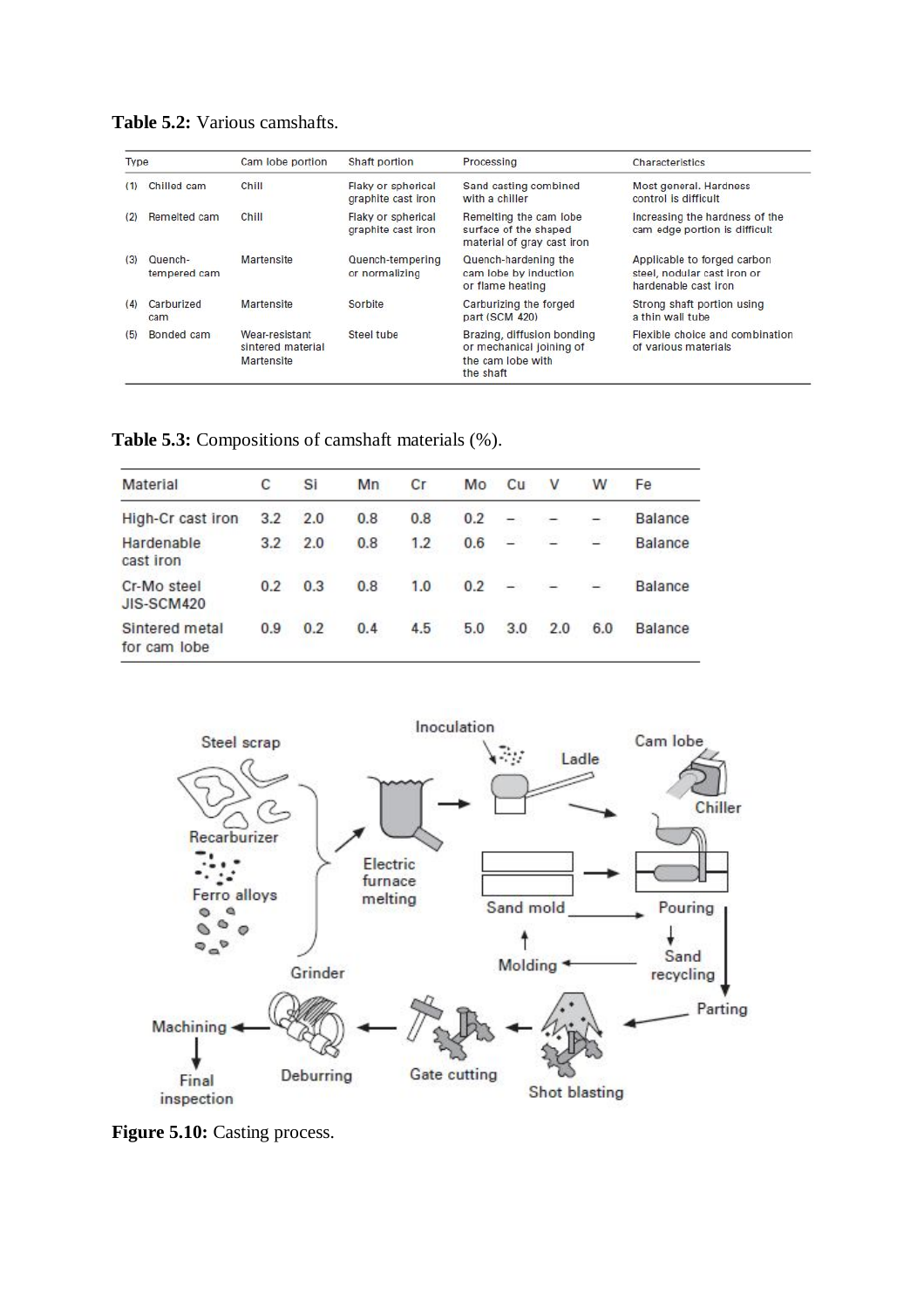**Table 5.2:** Various camshafts.

| Type | Cam lobe portion | Shaft portion | Processing | Characteristics |
|---|---|---|---|---|
| (1) Chilled cam | Chill | Flaky or spherical graphite cast iron | Sand casting combined with a chiller | Most general. Hardness control is difficult |
| (2) Remelted cam | Chill | Flaky or spherical graphite cast iron | Remelting the cam lobe surface of the shaped material of gray cast iron | Increasing the hardness of the cam edge portion is difficult |
| (3) Quench-tempered cam | Martensite | Quench-tempering or normalizing | Quench-hardening the cam lobe by induction or flame heating | Applicable to forged carbon steel, nodular cast iron or hardenable cast iron |
| (4) Carburized cam | Martensite | Sorbite | Carburizing the forged part (SCM 420) | Strong shaft portion using a thin wall tube |
| (5) Bonded cam | Wear-resistant sintered material Martensite | Steel tube | Brazing, diffusion bonding or mechanical joining of the cam lobe with the shaft | Flexible choice and combination of various materials |

**Table 5.3:** Compositions of camshaft materials (%).

| Material | C | Si | Mn | Cr | Mo | Cu | V | W | Fe |
|---|---|---|---|---|---|---|---|---|---|
| High-Cr cast iron | 3.2 | 2.0 | 0.8 | 0.8 | 0.2 | – | – | – | Balance |
| Hardenable cast iron | 3.2 | 2.0 | 0.8 | 1.2 | 0.6 | – | – | – | Balance |
| Cr-Mo steel JIS-SCM420 | 0.2 | 0.3 | 0.8 | 1.0 | 0.2 | – | – | – | Balance |
| Sintered metal for cam lobe | 0.9 | 0.2 | 0.4 | 4.5 | 5.0 | 3.0 | 2.0 | 6.0 | Balance |

**Figure 5.10:** Casting process.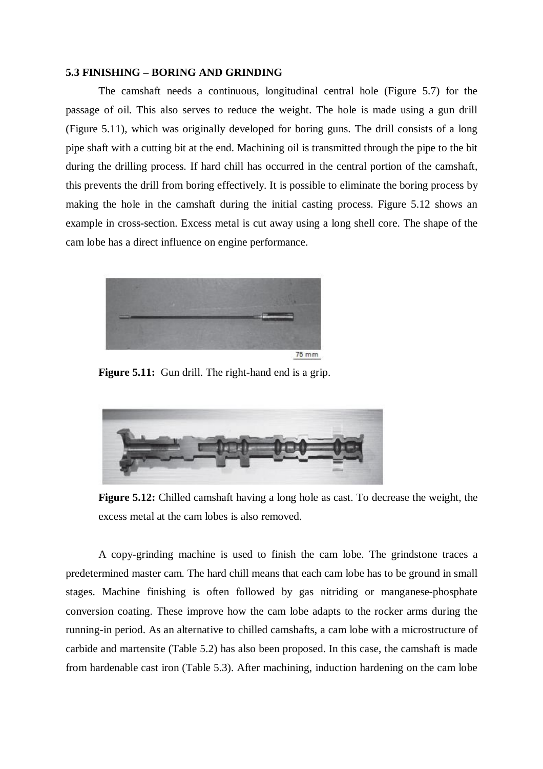### 5.3 FINISHING – BORING AND GRINDING

The camshaft needs a continuous, longitudinal central hole (Figure 5.7) for the passage of oil. This also serves to reduce the weight. The hole is made using a gun drill (Figure 5.11), which was originally developed for boring guns. The drill consists of a long pipe shaft with a cutting bit at the end. Machining oil is transmitted through the pipe to the bit during the drilling process. If hard chill has occurred in the central portion of the camshaft, this prevents the drill from boring effectively. It is possible to eliminate the boring process by making the hole in the camshaft during the initial casting process. Figure 5.12 shows an example in cross-section. Excess metal is cut away using a long shell core. The shape of the cam lobe has a direct influence on engine performance.

75 mm

**Figure 5.11:** Gun drill. The right-hand end is a grip.

**Figure 5.12:** Chilled camshaft having a long hole as cast. To decrease the weight, the excess metal at the cam lobes is also removed.

A copy-grinding machine is used to finish the cam lobe. The grindstone traces a predetermined master cam. The hard chill means that each cam lobe has to be ground in small stages. Machine finishing is often followed by gas nitriding or manganese-phosphate conversion coating. These improve how the cam lobe adapts to the rocker arms during the running-in period. As an alternative to chilled camshafts, a cam lobe with a microstructure of carbide and martensite (Table 5.2) has also been proposed. In this case, the camshaft is made from hardenable cast iron (Table 5.3). After machining, induction hardening on the cam lobe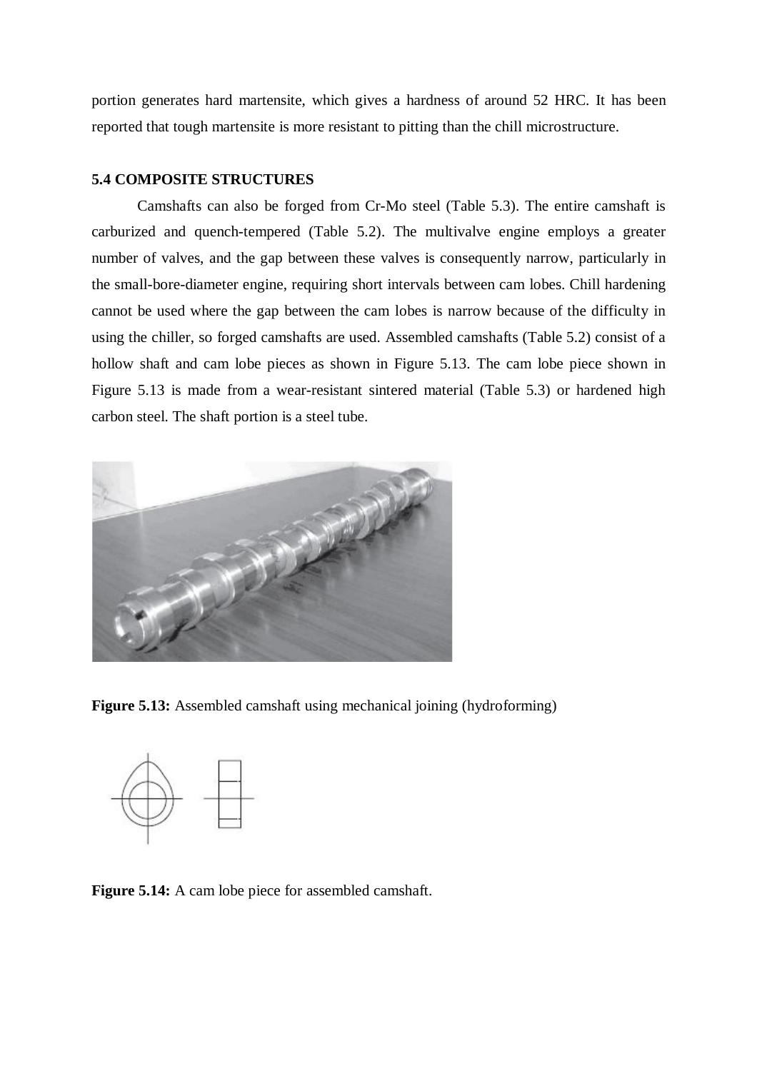portion generates hard martensite, which gives a hardness of around 52 HRC. It has been reported that tough martensite is more resistant to pitting than the chill microstructure.

### 5.4 COMPOSITE STRUCTURES

Camshafts can also be forged from Cr-Mo steel (Table 5.3). The entire camshaft is carburized and quench-tempered (Table 5.2). The multivalve engine employs a greater number of valves, and the gap between these valves is consequently narrow, particularly in the small-bore-diameter engine, requiring short intervals between cam lobes. Chill hardening cannot be used where the gap between the cam lobes is narrow because of the difficulty in using the chiller, so forged camshafts are used. Assembled camshafts (Table 5.2) consist of a hollow shaft and cam lobe pieces as shown in Figure 5.13. The cam lobe piece shown in Figure 5.13 is made from a wear-resistant sintered material (Table 5.3) or hardened high carbon steel. The shaft portion is a steel tube.

**Figure 5.13:** Assembled camshaft using mechanical joining (hydroforming)

**Figure 5.14:** A cam lobe piece for assembled camshaft.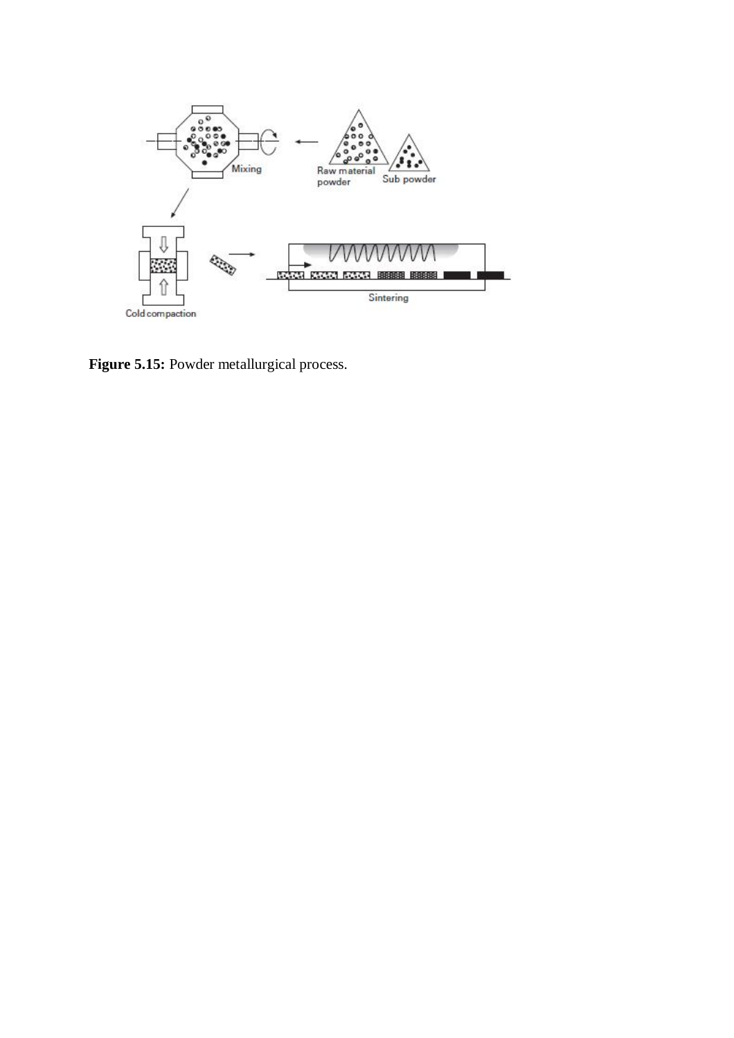Mixing

Raw material powder

Sub powder

Cold compaction

Sintering

**Figure 5.15:** Powder metallurgical process.